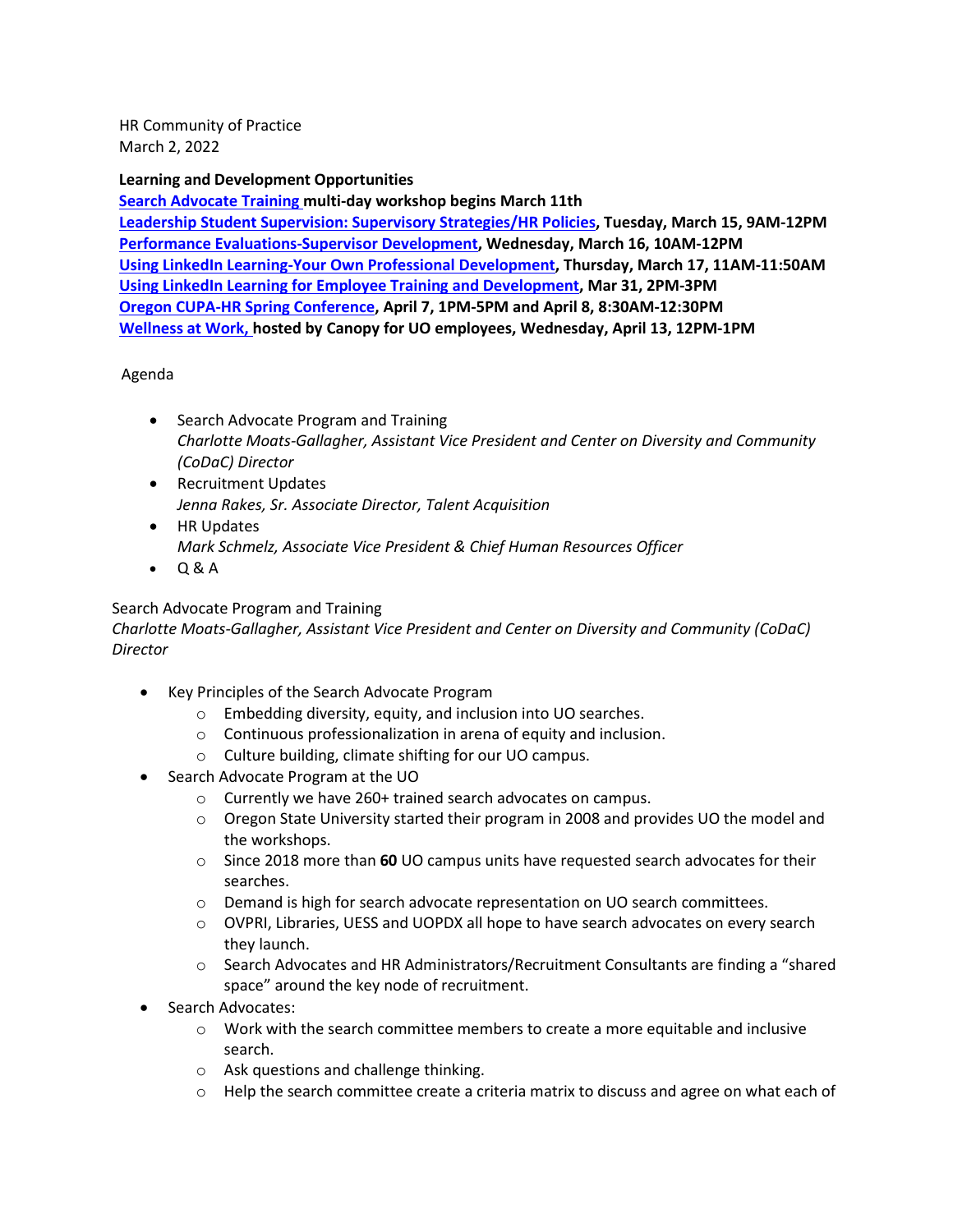HR Community of Practice
March 2, 2022

**Learning and Development Opportunities**
**Search Advocate Training multi-day workshop begins March 11th**
**Leadership Student Supervision: Supervisory Strategies/HR Policies, Tuesday, March 15, 9AM-12PM**
**Performance Evaluations-Supervisor Development, Wednesday, March 16, 10AM-12PM**
**Using LinkedIn Learning-Your Own Professional Development, Thursday, March 17, 11AM-11:50AM**
**Using LinkedIn Learning for Employee Training and Development, Mar 31, 2PM-3PM**
**Oregon CUPA-HR Spring Conference, April 7, 1PM-5PM and April 8, 8:30AM-12:30PM**
**Wellness at Work, hosted by Canopy for UO employees, Wednesday, April 13, 12PM-1PM**

Agenda

- Search Advocate Program and Training
  *Charlotte Moats-Gallagher, Assistant Vice President and Center on Diversity and Community (CoDaC) Director*
- Recruitment Updates
  *Jenna Rakes, Sr. Associate Director, Talent Acquisition*
- HR Updates
  *Mark Schmelz, Associate Vice President & Chief Human Resources Officer*
- Q & A

Search Advocate Program and Training
*Charlotte Moats-Gallagher, Assistant Vice President and Center on Diversity and Community (CoDaC) Director*

- Key Principles of the Search Advocate Program
  - Embedding diversity, equity, and inclusion into UO searches.
  - Continuous professionalization in arena of equity and inclusion.
  - Culture building, climate shifting for our UO campus.
- Search Advocate Program at the UO
  - Currently we have 260+ trained search advocates on campus.
  - Oregon State University started their program in 2008 and provides UO the model and the workshops.
  - Since 2018 more than **60** UO campus units have requested search advocates for their searches.
  - Demand is high for search advocate representation on UO search committees.
  - OVPRI, Libraries, UESS and UOPDX all hope to have search advocates on every search they launch.
  - Search Advocates and HR Administrators/Recruitment Consultants are finding a "shared space" around the key node of recruitment.
- Search Advocates:
  - Work with the search committee members to create a more equitable and inclusive search.
  - Ask questions and challenge thinking.
  - Help the search committee create a criteria matrix to discuss and agree on what each of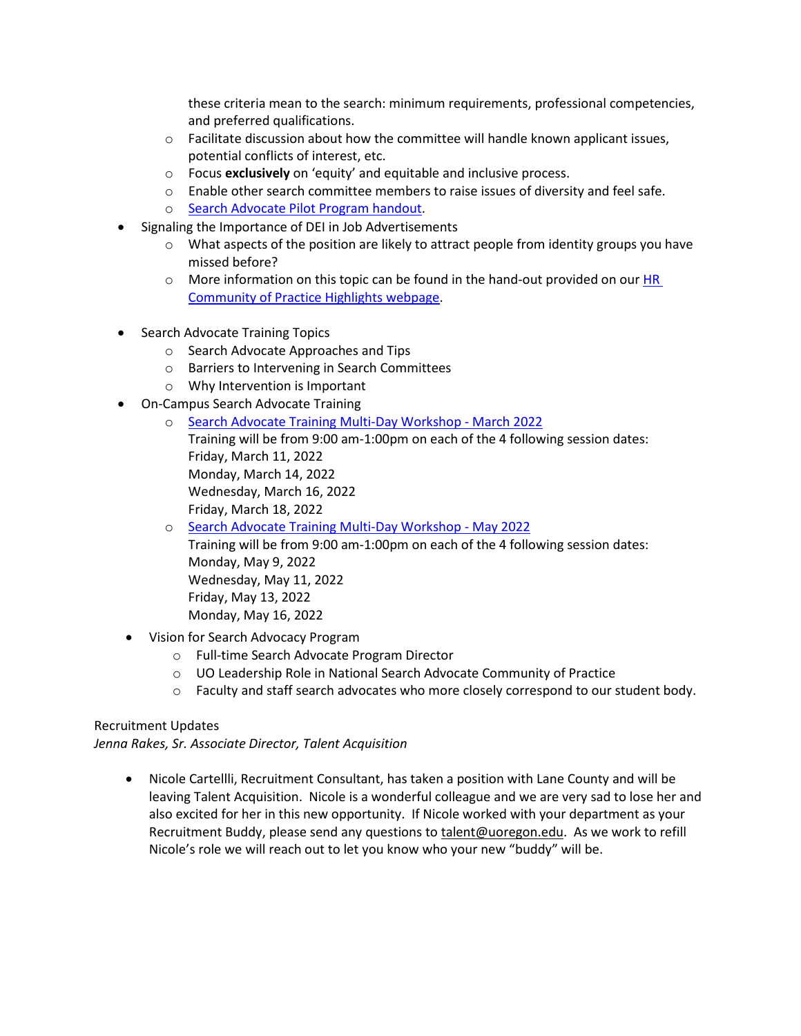these criteria mean to the search: minimum requirements, professional competencies, and preferred qualifications.
  - Facilitate discussion about how the committee will handle known applicant issues, potential conflicts of interest, etc.
  - Focus **exclusively** on 'equity' and equitable and inclusive process.
  - Enable other search committee members to raise issues of diversity and feel safe.
  - Search Advocate Pilot Program handout.
- Signaling the Importance of DEI in Job Advertisements
  - What aspects of the position are likely to attract people from identity groups you have missed before?
  - More information on this topic can be found in the hand-out provided on our HR Community of Practice Highlights webpage.

- Search Advocate Training Topics
  - Search Advocate Approaches and Tips
  - Barriers to Intervening in Search Committees
  - Why Intervention is Important
- On-Campus Search Advocate Training
  - Search Advocate Training Multi-Day Workshop - March 2022
    Training will be from 9:00 am-1:00pm on each of the 4 following session dates:
    Friday, March 11, 2022
    Monday, March 14, 2022
    Wednesday, March 16, 2022
    Friday, March 18, 2022
  - Search Advocate Training Multi-Day Workshop - May 2022
    Training will be from 9:00 am-1:00pm on each of the 4 following session dates:
    Monday, May 9, 2022
    Wednesday, May 11, 2022
    Friday, May 13, 2022
    Monday, May 16, 2022
- Vision for Search Advocacy Program
  - Full-time Search Advocate Program Director
  - UO Leadership Role in National Search Advocate Community of Practice
  - Faculty and staff search advocates who more closely correspond to our student body.

Recruitment Updates
*Jenna Rakes, Sr. Associate Director, Talent Acquisition*

- Nicole Cartellli, Recruitment Consultant, has taken a position with Lane County and will be leaving Talent Acquisition. Nicole is a wonderful colleague and we are very sad to lose her and also excited for her in this new opportunity. If Nicole worked with your department as your Recruitment Buddy, please send any questions to talent@uoregon.edu. As we work to refill Nicole's role we will reach out to let you know who your new "buddy" will be.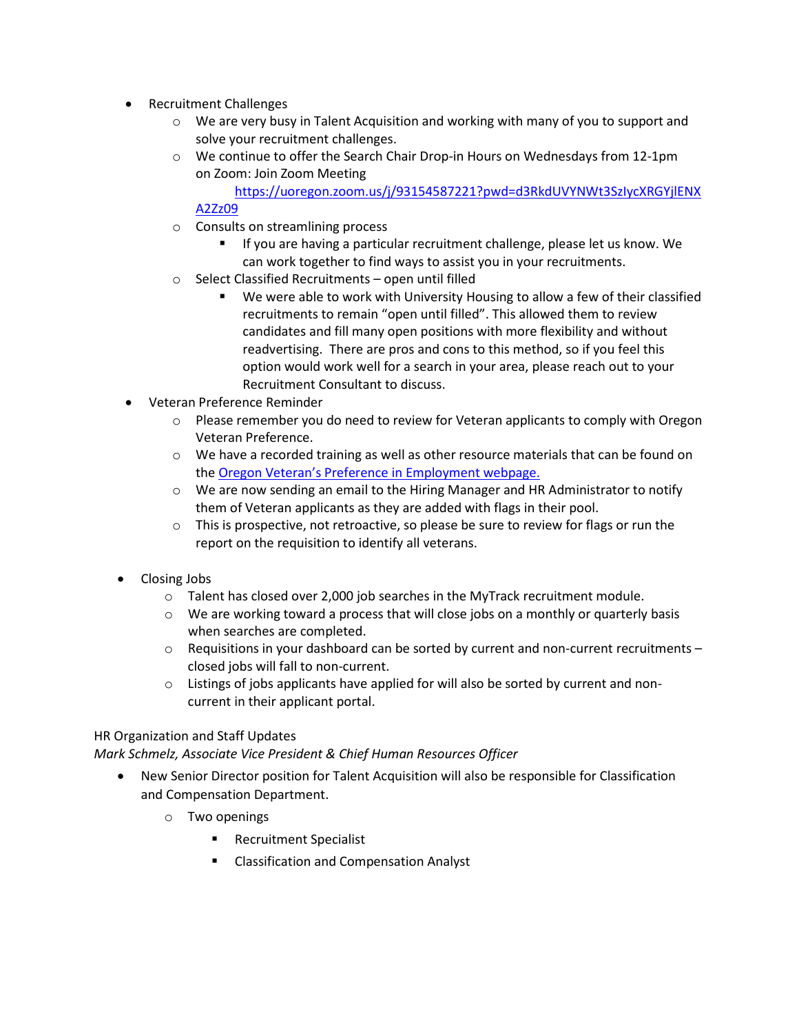- Recruitment Challenges
  - We are very busy in Talent Acquisition and working with many of you to support and solve your recruitment challenges.
  - We continue to offer the Search Chair Drop-in Hours on Wednesdays from 12-1pm on Zoom: Join Zoom Meeting
    https://uoregon.zoom.us/j/93154587221?pwd=d3RkdUVYNWt3SzIycXRGYjlENXA2Zz09
  - Consults on streamlining process
    - If you are having a particular recruitment challenge, please let us know. We can work together to find ways to assist you in your recruitments.
  - Select Classified Recruitments – open until filled
    - We were able to work with University Housing to allow a few of their classified recruitments to remain "open until filled". This allowed them to review candidates and fill many open positions with more flexibility and without readvertising. There are pros and cons to this method, so if you feel this option would work well for a search in your area, please reach out to your Recruitment Consultant to discuss.
- Veteran Preference Reminder
  - Please remember you do need to review for Veteran applicants to comply with Oregon Veteran Preference.
  - We have a recorded training as well as other resource materials that can be found on the Oregon Veteran's Preference in Employment webpage.
  - We are now sending an email to the Hiring Manager and HR Administrator to notify them of Veteran applicants as they are added with flags in their pool.
  - This is prospective, not retroactive, so please be sure to review for flags or run the report on the requisition to identify all veterans.

- Closing Jobs
  - Talent has closed over 2,000 job searches in the MyTrack recruitment module.
  - We are working toward a process that will close jobs on a monthly or quarterly basis when searches are completed.
  - Requisitions in your dashboard can be sorted by current and non-current recruitments – closed jobs will fall to non-current.
  - Listings of jobs applicants have applied for will also be sorted by current and non-current in their applicant portal.

HR Organization and Staff Updates

*Mark Schmelz, Associate Vice President & Chief Human Resources Officer*

- New Senior Director position for Talent Acquisition will also be responsible for Classification and Compensation Department.
  - Two openings
    - Recruitment Specialist
    - Classification and Compensation Analyst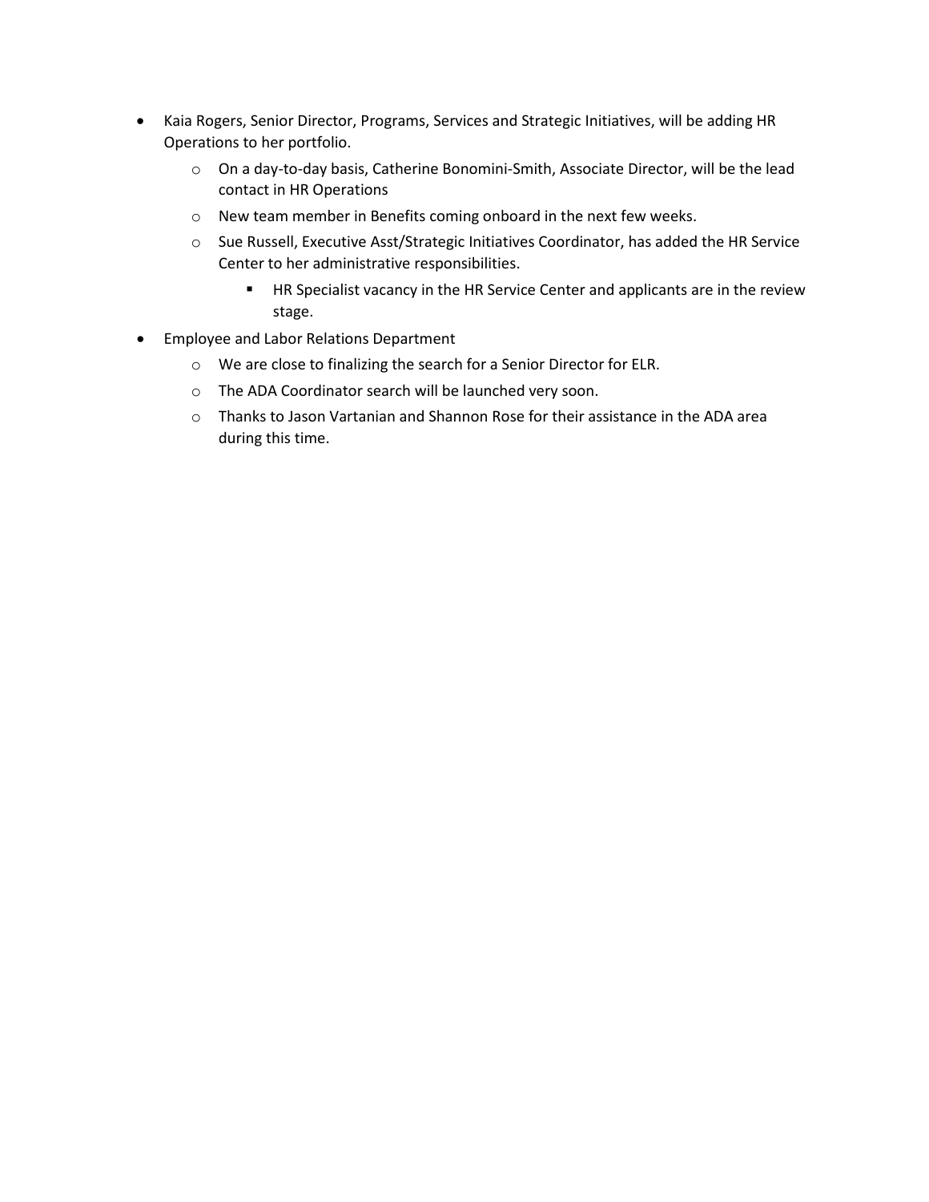- Kaia Rogers, Senior Director, Programs, Services and Strategic Initiatives, will be adding HR Operations to her portfolio.
    - On a day-to-day basis, Catherine Bonomini-Smith, Associate Director, will be the lead contact in HR Operations
    - New team member in Benefits coming onboard in the next few weeks.
    - Sue Russell, Executive Asst/Strategic Initiatives Coordinator, has added the HR Service Center to her administrative responsibilities.
        - HR Specialist vacancy in the HR Service Center and applicants are in the review stage.
- Employee and Labor Relations Department
    - We are close to finalizing the search for a Senior Director for ELR.
    - The ADA Coordinator search will be launched very soon.
    - Thanks to Jason Vartanian and Shannon Rose for their assistance in the ADA area during this time.